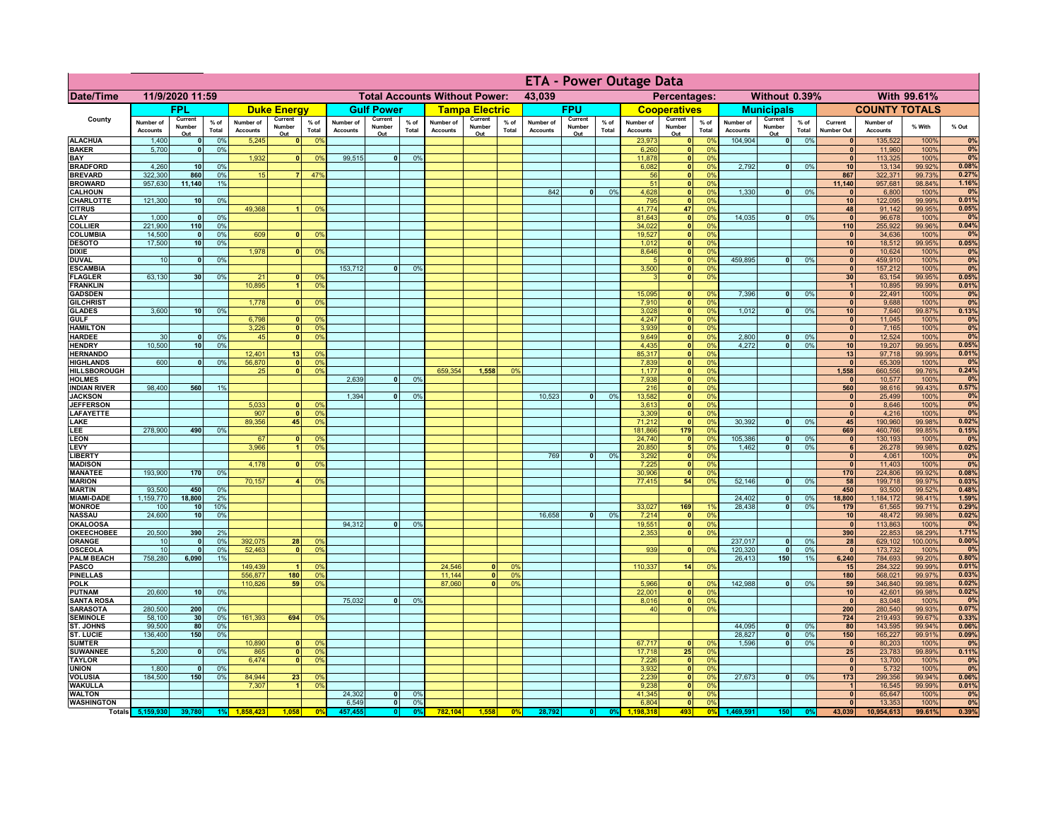# ETA - Power Outage Data

| Date/Time | 11/9/2020 11:59 | Total Accounts Without Power: | 43,039 | Percentages: | Without 0.39% | With 99.61% |
|---|---|---|---|---|---|---|

| County | FPL | | | Duke Energy | | | Gulf Power | | | Tampa Electric | | | FPU | | | Cooperatives | | | Municipals | | | COUNTY TOTALS | | | |
|---|---|---|---|---|---|---|---|---|---|---|---|---|---|---|---|---|---|---|---|---|---|---|---|---|---|
| | Number of Accounts | Current Number Out | % of Total | Number of Accounts | Current Number Out | % of Total | Number of Accounts | Current Number Out | % of Total | Number of Accounts | Current Number Out | % of Total | Number of Accounts | Current Number Out | % of Total | Number of Accounts | Current Number Out | % of Total | Number of Accounts | Current Number Out | % of Total | Current Number Out | Number of Accounts | % With | % Out |
| ALACHUA | 1,400 | 0 | 0% | 5,245 | 0 | 0% | | | | | | | | | | 23,973 | 0 | 0% | 104,904 | 0 | 0% | 0 | 135,522 | 100% | 0% |
| BAKER | 5,700 | 0 | 0% | | | | | | | | | | | | | 6,260 | 0 | 0% | | | | 0 | 11,960 | 100% | 0% |
| BAY | | | | 1,932 | 0 | 0% | 99,515 | 0 | 0% | | | | | | | 11,878 | 0 | 0% | | | | 0 | 113,325 | 100% | 0% |
| BRADFORD | 4,260 | 10 | 0% | | | | | | | | | | | | | 6,082 | 0 | 0% | 2,792 | 0 | 0% | 10 | 13,134 | 99.92% | 0.08% |
| BREVARD | 322,300 | 860 | 0% | 15 | 7 | 47% | | | | | | | | | | 56 | 0 | 0% | | | | 867 | 322,371 | 99.73% | 0.27% |
| BROWARD | 957,630 | 11,140 | 1% | | | | | | | | | | | | | 51 | 0 | 0% | | | | 11,140 | 957,681 | 98.84% | 1.16% |
| CALHOUN | | | | | | | | | | | | | 842 | 0 | 0% | 4,628 | 0 | 0% | 1,330 | 0 | 0% | 0 | 6,800 | 100% | 0% |
| CHARLOTTE | 121,300 | 10 | 0% | | | | | | | | | | | | | 795 | 0 | 0% | | | | 10 | 122,095 | 99.99% | 0.01% |
| CITRUS | | | | 49,368 | 1 | 0% | | | | | | | | | | 41,774 | 47 | 0% | | | | 48 | 91,142 | 99.95% | 0.05% |
| CLAY | 1,000 | 0 | 0% | | | | | | | | | | | | | 81,643 | 0 | 0% | 14,035 | 0 | 0% | 0 | 96,678 | 100% | 0% |
| COLLIER | 221,900 | 110 | 0% | | | | | | | | | | | | | 34,022 | 0 | 0% | | | | 110 | 255,922 | 99.96% | 0.04% |
| COLUMBIA | 14,500 | 0 | 0% | 609 | 0 | 0% | | | | | | | | | | 19,527 | 0 | 0% | | | | 0 | 34,636 | 100% | 0% |
| DESOTO | 17,500 | 10 | 0% | | | | | | | | | | | | | 1,012 | 0 | 0% | | | | 10 | 18,512 | 99.95% | 0.05% |
| DIXIE | | | | 1,978 | 0 | 0% | | | | | | | | | | 8,646 | 0 | 0% | | | | 0 | 10,624 | 100% | 0% |
| DUVAL | 10 | 0 | 0% | | | | | | | | | | | | | 5 | 0 | 0% | 459,895 | 0 | 0% | 0 | 459,910 | 100% | 0% |
| ESCAMBIA | | | | | | | 153,712 | 0 | 0% | | | | | | | 3,500 | 0 | 0% | | | | 0 | 157,212 | 100% | 0% |
| FLAGLER | 63,130 | 30 | 0% | 21 | 0 | 0% | | | | | | | | | | 3 | 0 | 0% | | | | 30 | 63,154 | 99.95% | 0.05% |
| FRANKLIN | | | | 10,895 | 1 | 0% | | | | | | | | | | | | | | | | 1 | 10,895 | 99.99% | 0.01% |
| GADSDEN | | | | | | | | | | | | | | | | 15,095 | 0 | 0% | 7,396 | 0 | 0% | 0 | 22,491 | 100% | 0% |
| GILCHRIST | | | | 1,778 | 0 | 0% | | | | | | | | | | 7,910 | 0 | 0% | | | | 0 | 9,688 | 100% | 0% |
| GLADES | 3,600 | 10 | 0% | | | | | | | | | | | | | 3,028 | 0 | 0% | 1,012 | 0 | 0% | 10 | 7,640 | 99.87% | 0.13% |
| GULF | | | | 6,798 | 0 | 0% | | | | | | | | | | 4,247 | 0 | 0% | | | | 0 | 11,045 | 100% | 0% |
| HAMILTON | | | | 3,226 | 0 | 0% | | | | | | | | | | 3,939 | 0 | 0% | | | | 0 | 7,165 | 100% | 0% |
| HARDEE | 30 | 0 | 0% | 45 | 0 | 0% | | | | | | | | | | 9,649 | 0 | 0% | 2,800 | 0 | 0% | 0 | 12,524 | 100% | 0% |
| HENDRY | 10,500 | 10 | 0% | | | | | | | | | | | | | 4,435 | 0 | 0% | 4,272 | 0 | 0% | 10 | 19,207 | 99.95% | 0.05% |
| HERNANDO | | | | 12,401 | 13 | 0% | | | | | | | | | | 85,317 | 0 | 0% | | | | 13 | 97,718 | 99.99% | 0.01% |
| HIGHLANDS | 600 | 0 | 0% | 56,870 | 0 | 0% | | | | | | | | | | 7,839 | 0 | 0% | | | | 0 | 65,309 | 100% | 0% |
| HILLSBOROUGH | | | | 25 | 0 | 0% | | | | 659,354 | 1,558 | 0% | | | | 1,177 | 0 | 0% | | | | 1,558 | 660,556 | 99.76% | 0.24% |
| HOLMES | | | | | | | 2,639 | 0 | 0% | | | | | | | 7,938 | 0 | 0% | | | | 0 | 10,577 | 100% | 0% |
| INDIAN RIVER | 98,400 | 560 | 1% | | | | | | | | | | | | | 216 | 0 | 0% | | | | 560 | 98,616 | 99.43% | 0.57% |
| JACKSON | | | | | | | 1,394 | 0 | 0% | | | | 10,523 | 0 | 0% | 13,582 | 0 | 0% | | | | 0 | 25,499 | 100% | 0% |
| JEFFERSON | | | | 5,033 | 0 | 0% | | | | | | | | | | 3,613 | 0 | 0% | | | | 0 | 8,646 | 100% | 0% |
| LAFAYETTE | | | | 907 | 0 | 0% | | | | | | | | | | 3,309 | 0 | 0% | | | | 0 | 4,216 | 100% | 0% |
| LAKE | | | | 89,356 | 45 | 0% | | | | | | | | | | 71,212 | 0 | 0% | 30,392 | 0 | 0% | 45 | 190,960 | 99.98% | 0.02% |
| LEE | 278,900 | 490 | 0% | | | | | | | | | | | | | 181,866 | 179 | 0% | | | | 669 | 460,766 | 99.85% | 0.15% |
| LEON | | | | 67 | 0 | 0% | | | | | | | | | | 24,740 | 0 | 0% | 105,386 | 0 | 0% | 0 | 130,193 | 100% | 0% |
| LEVY | | | | 3,966 | 1 | 0% | | | | | | | | | | 20,850 | 5 | 0% | 1,462 | 0 | 0% | 6 | 26,278 | 99.98% | 0.02% |
| LIBERTY | | | | | | | | | | | | | 769 | 0 | 0% | 3,292 | 0 | 0% | | | | 0 | 4,061 | 100% | 0% |
| MADISON | | | | 4,178 | 0 | 0% | | | | | | | | | | 7,225 | 0 | 0% | | | | 0 | 11,403 | 100% | 0% |
| MANATEE | 193,900 | 170 | 0% | | | | | | | | | | | | | 30,906 | 0 | 0% | | | | 170 | 224,806 | 99.92% | 0.08% |
| MARION | | | | 70,157 | 4 | 0% | | | | | | | | | | 77,415 | 54 | 0% | 52,146 | 0 | 0% | 58 | 199,718 | 99.97% | 0.03% |
| MARTIN | 93,500 | 450 | 0% | | | | | | | | | | | | | | | | | | | 450 | 93,500 | 99.52% | 0.48% |
| MIAMI-DADE | 1,159,770 | 18,800 | 2% | | | | | | | | | | | | | | | | 24,402 | 0 | 0% | 18,800 | 1,184,172 | 98.41% | 1.59% |
| MONROE | 100 | 10 | 10% | | | | | | | | | | | | | 33,027 | 169 | 1% | 28,438 | 0 | 0% | 179 | 61,565 | 99.71% | 0.29% |
| NASSAU | 24,600 | 10 | 0% | | | | | | | | | | 16,658 | 0 | 0% | 7,214 | 0 | 0% | | | | 10 | 48,472 | 99.98% | 0.02% |
| OKALOOSA | | | | | | | 94,312 | 0 | 0% | | | | | | | 19,551 | 0 | 0% | | | | 0 | 113,863 | 100% | 0% |
| OKEECHOBEE | 20,500 | 390 | 2% | | | | | | | | | | | | | 2,353 | 0 | 0% | | | | 390 | 22,853 | 98.29% | 1.71% |
| ORANGE | 10 | 0 | 0% | 392,075 | 28 | 0% | | | | | | | | | | | | | 237,017 | 0 | 0% | 28 | 629,102 | 100.00% | 0.00% |
| OSCEOLA | 10 | 0 | 0% | 52,463 | 0 | 0% | | | | | | | | | | 939 | 0 | 0% | 120,320 | 0 | 0% | 0 | 173,732 | 100% | 0% |
| PALM BEACH | 758,280 | 6,090 | 1% | | | | | | | | | | | | | | | | 26,413 | 150 | 1% | 6,240 | 784,693 | 99.20% | 0.80% |
| PASCO | | | | 149,439 | 1 | 0% | | | | 24,546 | 0 | 0% | | | | 110,337 | 14 | 0% | | | | 15 | 284,322 | 99.99% | 0.01% |
| PINELLAS | | | | 556,877 | 180 | 0% | | | | 11,144 | 0 | 0% | | | | | | | | | | 180 | 568,021 | 99.97% | 0.03% |
| POLK | | | | 110,826 | 59 | 0% | | | | 87,060 | 0 | 0% | | | | 5,966 | 0 | 0% | 142,988 | 0 | 0% | 59 | 346,840 | 99.98% | 0.02% |
| PUTNAM | 20,600 | 10 | 0% | | | | | | | | | | | | | 22,001 | 0 | 0% | | | | 10 | 42,601 | 99.98% | 0.02% |
| SANTA ROSA | | | | | | | 75,032 | 0 | 0% | | | | | | | 8,016 | 0 | 0% | | | | 0 | 83,048 | 100% | 0% |
| SARASOTA | 280,500 | 200 | 0% | | | | | | | | | | | | | 40 | 0 | 0% | | | | 200 | 280,540 | 99.93% | 0.07% |
| SEMINOLE | 58,100 | 30 | 0% | 161,393 | 694 | 0% | | | | | | | | | | | | | | | | 724 | 219,493 | 99.67% | 0.33% |
| ST. JOHNS | 99,500 | 80 | 0% | | | | | | | | | | | | | | | | 44,095 | 0 | 0% | 80 | 143,595 | 99.94% | 0.06% |
| ST. LUCIE | 136,400 | 150 | 0% | | | | | | | | | | | | | | | | 28,827 | 0 | 0% | 150 | 165,227 | 99.91% | 0.09% |
| SUMTER | | | | 10,890 | 0 | 0% | | | | | | | | | | 67,717 | 0 | 0% | 1,596 | 0 | 0% | 0 | 80,203 | 100% | 0% |
| SUWANNEE | 5,200 | 0 | 0% | 865 | 0 | 0% | | | | | | | | | | 17,718 | 25 | 0% | | | | 25 | 23,783 | 99.89% | 0.11% |
| TAYLOR | | | | 6,474 | 0 | 0% | | | | | | | | | | 7,226 | 0 | 0% | | | | 0 | 13,700 | 100% | 0% |
| UNION | 1,800 | 0 | 0% | | | | | | | | | | | | | 3,932 | 0 | 0% | | | | 0 | 5,732 | 100% | 0% |
| VOLUSIA | 184,500 | 150 | 0% | 84,944 | 23 | 0% | | | | | | | | | | 2,239 | 0 | 0% | 27,673 | 0 | 0% | 173 | 299,356 | 99.94% | 0.06% |
| WAKULLA | | | | 7,307 | 1 | 0% | | | | | | | | | | 9,238 | 0 | 0% | | | | 1 | 16,545 | 99.99% | 0.01% |
| WALTON | | | | | | | 24,302 | 0 | 0% | | | | | | | 41,345 | 0 | 0% | | | | 0 | 65,647 | 100% | 0% |
| WASHINGTON | | | | | | | 6,549 | 0 | 0% | | | | | | | 6,804 | 0 | 0% | | | | 0 | 13,353 | 100% | 0% |
| Totals | 5,159,930 | 39,780 | 1% | 1,858,423 | 1,058 | 0% | 457,455 | 0 | 0% | 782,104 | 1,558 | 0% | 28,792 | 0 | 0% | 1,198,318 | 493 | 0% | 1,469,591 | 150 | 0% | 43,039 | 10,954,613 | 99.61% | 0.39% |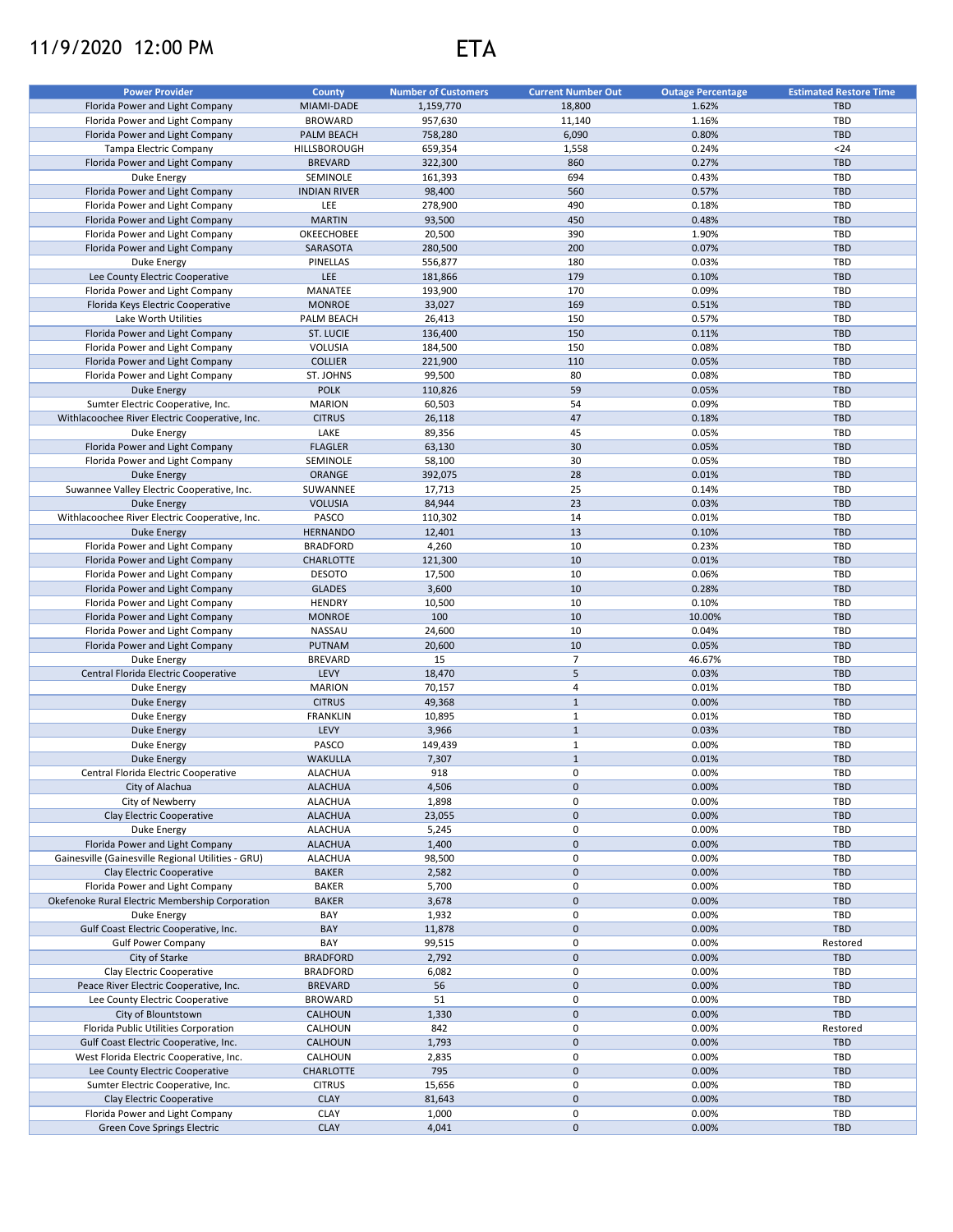11/9/2020 12:00 PM

# ETA

| Power Provider | County | Number of Customers | Current Number Out | Outage Percentage | Estimated Restore Time |
|---|---|---|---|---|---|
| Florida Power and Light Company | MIAMI-DADE | 1,159,770 | 18,800 | 1.62% | TBD |
| Florida Power and Light Company | BROWARD | 957,630 | 11,140 | 1.16% | TBD |
| Florida Power and Light Company | PALM BEACH | 758,280 | 6,090 | 0.80% | TBD |
| Tampa Electric Company | HILLSBOROUGH | 659,354 | 1,558 | 0.24% | <24 |
| Florida Power and Light Company | BREVARD | 322,300 | 860 | 0.27% | TBD |
| Duke Energy | SEMINOLE | 161,393 | 694 | 0.43% | TBD |
| Florida Power and Light Company | INDIAN RIVER | 98,400 | 560 | 0.57% | TBD |
| Florida Power and Light Company | LEE | 278,900 | 490 | 0.18% | TBD |
| Florida Power and Light Company | MARTIN | 93,500 | 450 | 0.48% | TBD |
| Florida Power and Light Company | OKEECHOBEE | 20,500 | 390 | 1.90% | TBD |
| Florida Power and Light Company | SARASOTA | 280,500 | 200 | 0.07% | TBD |
| Duke Energy | PINELLAS | 556,877 | 180 | 0.03% | TBD |
| Lee County Electric Cooperative | LEE | 181,866 | 179 | 0.10% | TBD |
| Florida Power and Light Company | MANATEE | 193,900 | 170 | 0.09% | TBD |
| Florida Keys Electric Cooperative | MONROE | 33,027 | 169 | 0.51% | TBD |
| Lake Worth Utilities | PALM BEACH | 26,413 | 150 | 0.57% | TBD |
| Florida Power and Light Company | ST. LUCIE | 136,400 | 150 | 0.11% | TBD |
| Florida Power and Light Company | VOLUSIA | 184,500 | 150 | 0.08% | TBD |
| Florida Power and Light Company | COLLIER | 221,900 | 110 | 0.05% | TBD |
| Florida Power and Light Company | ST. JOHNS | 99,500 | 80 | 0.08% | TBD |
| Duke Energy | POLK | 110,826 | 59 | 0.05% | TBD |
| Sumter Electric Cooperative, Inc. | MARION | 60,503 | 54 | 0.09% | TBD |
| Withlacoochee River Electric Cooperative, Inc. | CITRUS | 26,118 | 47 | 0.18% | TBD |
| Duke Energy | LAKE | 89,356 | 45 | 0.05% | TBD |
| Florida Power and Light Company | FLAGLER | 63,130 | 30 | 0.05% | TBD |
| Florida Power and Light Company | SEMINOLE | 58,100 | 30 | 0.05% | TBD |
| Duke Energy | ORANGE | 392,075 | 28 | 0.01% | TBD |
| Suwannee Valley Electric Cooperative, Inc. | SUWANNEE | 17,713 | 25 | 0.14% | TBD |
| Duke Energy | VOLUSIA | 84,944 | 23 | 0.03% | TBD |
| Withlacoochee River Electric Cooperative, Inc. | PASCO | 110,302 | 14 | 0.01% | TBD |
| Duke Energy | HERNANDO | 12,401 | 13 | 0.10% | TBD |
| Florida Power and Light Company | BRADFORD | 4,260 | 10 | 0.23% | TBD |
| Florida Power and Light Company | CHARLOTTE | 121,300 | 10 | 0.01% | TBD |
| Florida Power and Light Company | DESOTO | 17,500 | 10 | 0.06% | TBD |
| Florida Power and Light Company | GLADES | 3,600 | 10 | 0.28% | TBD |
| Florida Power and Light Company | HENDRY | 10,500 | 10 | 0.10% | TBD |
| Florida Power and Light Company | MONROE | 100 | 10 | 10.00% | TBD |
| Florida Power and Light Company | NASSAU | 24,600 | 10 | 0.04% | TBD |
| Florida Power and Light Company | PUTNAM | 20,600 | 10 | 0.05% | TBD |
| Duke Energy | BREVARD | 15 | 7 | 46.67% | TBD |
| Central Florida Electric Cooperative | LEVY | 18,470 | 5 | 0.03% | TBD |
| Duke Energy | MARION | 70,157 | 4 | 0.01% | TBD |
| Duke Energy | CITRUS | 49,368 | 1 | 0.00% | TBD |
| Duke Energy | FRANKLIN | 10,895 | 1 | 0.01% | TBD |
| Duke Energy | LEVY | 3,966 | 1 | 0.03% | TBD |
| Duke Energy | PASCO | 149,439 | 1 | 0.00% | TBD |
| Duke Energy | WAKULLA | 7,307 | 1 | 0.01% | TBD |
| Central Florida Electric Cooperative | ALACHUA | 918 | 0 | 0.00% | TBD |
| City of Alachua | ALACHUA | 4,506 | 0 | 0.00% | TBD |
| City of Newberry | ALACHUA | 1,898 | 0 | 0.00% | TBD |
| Clay Electric Cooperative | ALACHUA | 23,055 | 0 | 0.00% | TBD |
| Duke Energy | ALACHUA | 5,245 | 0 | 0.00% | TBD |
| Florida Power and Light Company | ALACHUA | 1,400 | 0 | 0.00% | TBD |
| Gainesville (Gainesville Regional Utilities - GRU) | ALACHUA | 98,500 | 0 | 0.00% | TBD |
| Clay Electric Cooperative | BAKER | 2,582 | 0 | 0.00% | TBD |
| Florida Power and Light Company | BAKER | 5,700 | 0 | 0.00% | TBD |
| Okefenoke Rural Electric Membership Corporation | BAKER | 3,678 | 0 | 0.00% | TBD |
| Duke Energy | BAY | 1,932 | 0 | 0.00% | TBD |
| Gulf Coast Electric Cooperative, Inc. | BAY | 11,878 | 0 | 0.00% | TBD |
| Gulf Power Company | BAY | 99,515 | 0 | 0.00% | Restored |
| City of Starke | BRADFORD | 2,792 | 0 | 0.00% | TBD |
| Clay Electric Cooperative | BRADFORD | 6,082 | 0 | 0.00% | TBD |
| Peace River Electric Cooperative, Inc. | BREVARD | 56 | 0 | 0.00% | TBD |
| Lee County Electric Cooperative | BROWARD | 51 | 0 | 0.00% | TBD |
| City of Blountstown | CALHOUN | 1,330 | 0 | 0.00% | TBD |
| Florida Public Utilities Corporation | CALHOUN | 842 | 0 | 0.00% | Restored |
| Gulf Coast Electric Cooperative, Inc. | CALHOUN | 1,793 | 0 | 0.00% | TBD |
| West Florida Electric Cooperative, Inc. | CALHOUN | 2,835 | 0 | 0.00% | TBD |
| Lee County Electric Cooperative | CHARLOTTE | 795 | 0 | 0.00% | TBD |
| Sumter Electric Cooperative, Inc. | CITRUS | 15,656 | 0 | 0.00% | TBD |
| Clay Electric Cooperative | CLAY | 81,643 | 0 | 0.00% | TBD |
| Florida Power and Light Company | CLAY | 1,000 | 0 | 0.00% | TBD |
| Green Cove Springs Electric | CLAY | 4,041 | 0 | 0.00% | TBD |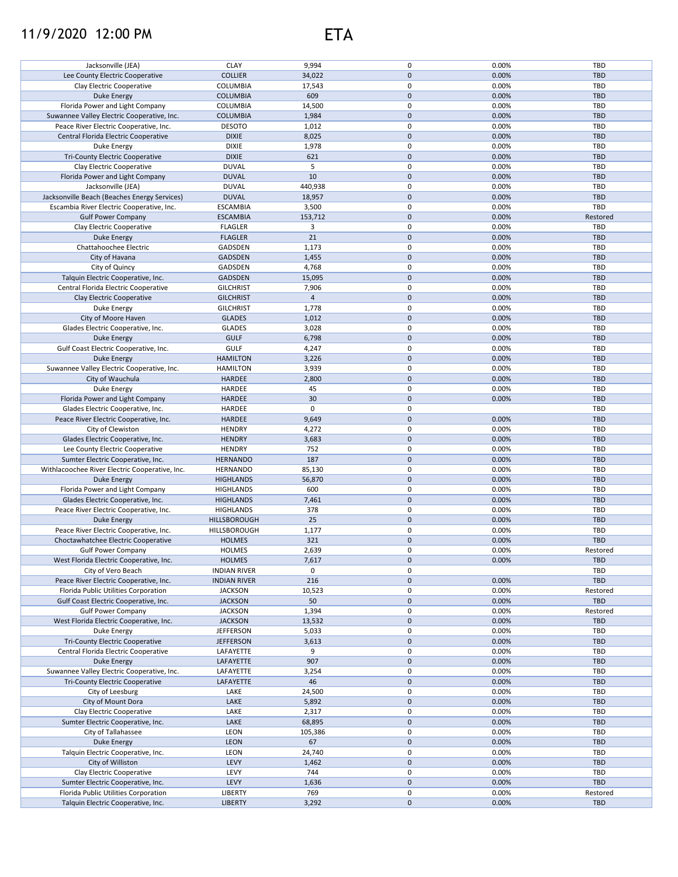# 11/9/2020 12:00 PM ETA

| | | | | | |
|---|---|---|---|---|---|
| Jacksonville (JEA) | CLAY | 9,994 | 0 | 0.00% | TBD |
| Lee County Electric Cooperative | COLLIER | 34,022 | 0 | 0.00% | TBD |
| Clay Electric Cooperative | COLUMBIA | 17,543 | 0 | 0.00% | TBD |
| Duke Energy | COLUMBIA | 609 | 0 | 0.00% | TBD |
| Florida Power and Light Company | COLUMBIA | 14,500 | 0 | 0.00% | TBD |
| Suwannee Valley Electric Cooperative, Inc. | COLUMBIA | 1,984 | 0 | 0.00% | TBD |
| Peace River Electric Cooperative, Inc. | DESOTO | 1,012 | 0 | 0.00% | TBD |
| Central Florida Electric Cooperative | DIXIE | 8,025 | 0 | 0.00% | TBD |
| Duke Energy | DIXIE | 1,978 | 0 | 0.00% | TBD |
| Tri-County Electric Cooperative | DIXIE | 621 | 0 | 0.00% | TBD |
| Clay Electric Cooperative | DUVAL | 5 | 0 | 0.00% | TBD |
| Florida Power and Light Company | DUVAL | 10 | 0 | 0.00% | TBD |
| Jacksonville (JEA) | DUVAL | 440,938 | 0 | 0.00% | TBD |
| Jacksonville Beach (Beaches Energy Services) | DUVAL | 18,957 | 0 | 0.00% | TBD |
| Escambia River Electric Cooperative, Inc. | ESCAMBIA | 3,500 | 0 | 0.00% | TBD |
| Gulf Power Company | ESCAMBIA | 153,712 | 0 | 0.00% | Restored |
| Clay Electric Cooperative | FLAGLER | 3 | 0 | 0.00% | TBD |
| Duke Energy | FLAGLER | 21 | 0 | 0.00% | TBD |
| Chattahoochee Electric | GADSDEN | 1,173 | 0 | 0.00% | TBD |
| City of Havana | GADSDEN | 1,455 | 0 | 0.00% | TBD |
| City of Quincy | GADSDEN | 4,768 | 0 | 0.00% | TBD |
| Talquin Electric Cooperative, Inc. | GADSDEN | 15,095 | 0 | 0.00% | TBD |
| Central Florida Electric Cooperative | GILCHRIST | 7,906 | 0 | 0.00% | TBD |
| Clay Electric Cooperative | GILCHRIST | 4 | 0 | 0.00% | TBD |
| Duke Energy | GILCHRIST | 1,778 | 0 | 0.00% | TBD |
| City of Moore Haven | GLADES | 1,012 | 0 | 0.00% | TBD |
| Glades Electric Cooperative, Inc. | GLADES | 3,028 | 0 | 0.00% | TBD |
| Duke Energy | GULF | 6,798 | 0 | 0.00% | TBD |
| Gulf Coast Electric Cooperative, Inc. | GULF | 4,247 | 0 | 0.00% | TBD |
| Duke Energy | HAMILTON | 3,226 | 0 | 0.00% | TBD |
| Suwannee Valley Electric Cooperative, Inc. | HAMILTON | 3,939 | 0 | 0.00% | TBD |
| City of Wauchula | HARDEE | 2,800 | 0 | 0.00% | TBD |
| Duke Energy | HARDEE | 45 | 0 | 0.00% | TBD |
| Florida Power and Light Company | HARDEE | 30 | 0 | 0.00% | TBD |
| Glades Electric Cooperative, Inc. | HARDEE | 0 | 0 | | TBD |
| Peace River Electric Cooperative, Inc. | HARDEE | 9,649 | 0 | 0.00% | TBD |
| City of Clewiston | HENDRY | 4,272 | 0 | 0.00% | TBD |
| Glades Electric Cooperative, Inc. | HENDRY | 3,683 | 0 | 0.00% | TBD |
| Lee County Electric Cooperative | HENDRY | 752 | 0 | 0.00% | TBD |
| Sumter Electric Cooperative, Inc. | HERNANDO | 187 | 0 | 0.00% | TBD |
| Withlacoochee River Electric Cooperative, Inc. | HERNANDO | 85,130 | 0 | 0.00% | TBD |
| Duke Energy | HIGHLANDS | 56,870 | 0 | 0.00% | TBD |
| Florida Power and Light Company | HIGHLANDS | 600 | 0 | 0.00% | TBD |
| Glades Electric Cooperative, Inc. | HIGHLANDS | 7,461 | 0 | 0.00% | TBD |
| Peace River Electric Cooperative, Inc. | HIGHLANDS | 378 | 0 | 0.00% | TBD |
| Duke Energy | HILLSBOROUGH | 25 | 0 | 0.00% | TBD |
| Peace River Electric Cooperative, Inc. | HILLSBOROUGH | 1,177 | 0 | 0.00% | TBD |
| Choctawhatchee Electric Cooperative | HOLMES | 321 | 0 | 0.00% | TBD |
| Gulf Power Company | HOLMES | 2,639 | 0 | 0.00% | Restored |
| West Florida Electric Cooperative, Inc. | HOLMES | 7,617 | 0 | 0.00% | TBD |
| City of Vero Beach | INDIAN RIVER | 0 | 0 | | TBD |
| Peace River Electric Cooperative, Inc. | INDIAN RIVER | 216 | 0 | 0.00% | TBD |
| Florida Public Utilities Corporation | JACKSON | 10,523 | 0 | 0.00% | Restored |
| Gulf Coast Electric Cooperative, Inc. | JACKSON | 50 | 0 | 0.00% | TBD |
| Gulf Power Company | JACKSON | 1,394 | 0 | 0.00% | Restored |
| West Florida Electric Cooperative, Inc. | JACKSON | 13,532 | 0 | 0.00% | TBD |
| Duke Energy | JEFFERSON | 5,033 | 0 | 0.00% | TBD |
| Tri-County Electric Cooperative | JEFFERSON | 3,613 | 0 | 0.00% | TBD |
| Central Florida Electric Cooperative | LAFAYETTE | 9 | 0 | 0.00% | TBD |
| Duke Energy | LAFAYETTE | 907 | 0 | 0.00% | TBD |
| Suwannee Valley Electric Cooperative, Inc. | LAFAYETTE | 3,254 | 0 | 0.00% | TBD |
| Tri-County Electric Cooperative | LAFAYETTE | 46 | 0 | 0.00% | TBD |
| City of Leesburg | LAKE | 24,500 | 0 | 0.00% | TBD |
| City of Mount Dora | LAKE | 5,892 | 0 | 0.00% | TBD |
| Clay Electric Cooperative | LAKE | 2,317 | 0 | 0.00% | TBD |
| Sumter Electric Cooperative, Inc. | LAKE | 68,895 | 0 | 0.00% | TBD |
| City of Tallahassee | LEON | 105,386 | 0 | 0.00% | TBD |
| Duke Energy | LEON | 67 | 0 | 0.00% | TBD |
| Talquin Electric Cooperative, Inc. | LEON | 24,740 | 0 | 0.00% | TBD |
| City of Williston | LEVY | 1,462 | 0 | 0.00% | TBD |
| Clay Electric Cooperative | LEVY | 744 | 0 | 0.00% | TBD |
| Sumter Electric Cooperative, Inc. | LEVY | 1,636 | 0 | 0.00% | TBD |
| Florida Public Utilities Corporation | LIBERTY | 769 | 0 | 0.00% | Restored |
| Talquin Electric Cooperative, Inc. | LIBERTY | 3,292 | 0 | 0.00% | TBD |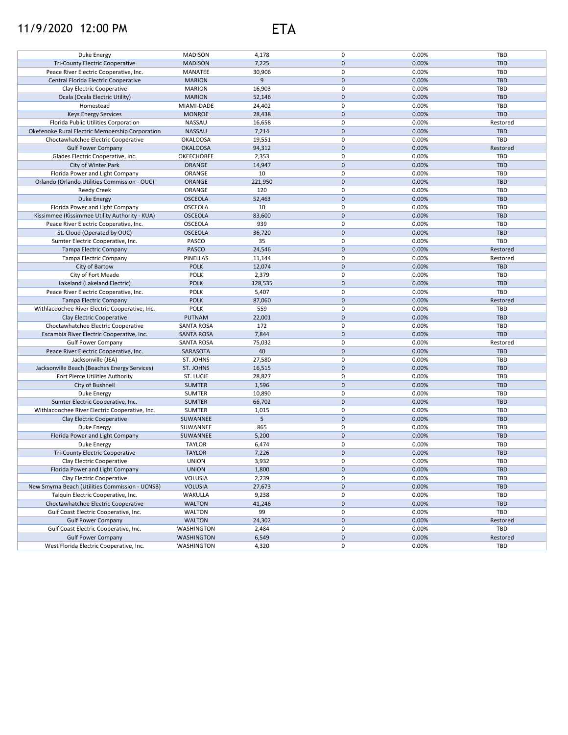11/9/2020 12:00 PM

# ETA

| | | | | | |
|---|---|---|---|---|---|
| Duke Energy | MADISON | 4,178 | 0 | 0.00% | TBD |
| Tri-County Electric Cooperative | MADISON | 7,225 | 0 | 0.00% | TBD |
| Peace River Electric Cooperative, Inc. | MANATEE | 30,906 | 0 | 0.00% | TBD |
| Central Florida Electric Cooperative | MARION | 9 | 0 | 0.00% | TBD |
| Clay Electric Cooperative | MARION | 16,903 | 0 | 0.00% | TBD |
| Ocala (Ocala Electric Utility) | MARION | 52,146 | 0 | 0.00% | TBD |
| Homestead | MIAMI-DADE | 24,402 | 0 | 0.00% | TBD |
| Keys Energy Services | MONROE | 28,438 | 0 | 0.00% | TBD |
| Florida Public Utilities Corporation | NASSAU | 16,658 | 0 | 0.00% | Restored |
| Okefenoke Rural Electric Membership Corporation | NASSAU | 7,214 | 0 | 0.00% | TBD |
| Choctawhatchee Electric Cooperative | OKALOOSA | 19,551 | 0 | 0.00% | TBD |
| Gulf Power Company | OKALOOSA | 94,312 | 0 | 0.00% | Restored |
| Glades Electric Cooperative, Inc. | OKEECHOBEE | 2,353 | 0 | 0.00% | TBD |
| City of Winter Park | ORANGE | 14,947 | 0 | 0.00% | TBD |
| Florida Power and Light Company | ORANGE | 10 | 0 | 0.00% | TBD |
| Orlando (Orlando Utilities Commission - OUC) | ORANGE | 221,950 | 0 | 0.00% | TBD |
| Reedy Creek | ORANGE | 120 | 0 | 0.00% | TBD |
| Duke Energy | OSCEOLA | 52,463 | 0 | 0.00% | TBD |
| Florida Power and Light Company | OSCEOLA | 10 | 0 | 0.00% | TBD |
| Kissimmee (Kissimmee Utility Authority - KUA) | OSCEOLA | 83,600 | 0 | 0.00% | TBD |
| Peace River Electric Cooperative, Inc. | OSCEOLA | 939 | 0 | 0.00% | TBD |
| St. Cloud (Operated by OUC) | OSCEOLA | 36,720 | 0 | 0.00% | TBD |
| Sumter Electric Cooperative, Inc. | PASCO | 35 | 0 | 0.00% | TBD |
| Tampa Electric Company | PASCO | 24,546 | 0 | 0.00% | Restored |
| Tampa Electric Company | PINELLAS | 11,144 | 0 | 0.00% | Restored |
| City of Bartow | POLK | 12,074 | 0 | 0.00% | TBD |
| City of Fort Meade | POLK | 2,379 | 0 | 0.00% | TBD |
| Lakeland (Lakeland Electric) | POLK | 128,535 | 0 | 0.00% | TBD |
| Peace River Electric Cooperative, Inc. | POLK | 5,407 | 0 | 0.00% | TBD |
| Tampa Electric Company | POLK | 87,060 | 0 | 0.00% | Restored |
| Withlacoochee River Electric Cooperative, Inc. | POLK | 559 | 0 | 0.00% | TBD |
| Clay Electric Cooperative | PUTNAM | 22,001 | 0 | 0.00% | TBD |
| Choctawhatchee Electric Cooperative | SANTA ROSA | 172 | 0 | 0.00% | TBD |
| Escambia River Electric Cooperative, Inc. | SANTA ROSA | 7,844 | 0 | 0.00% | TBD |
| Gulf Power Company | SANTA ROSA | 75,032 | 0 | 0.00% | Restored |
| Peace River Electric Cooperative, Inc. | SARASOTA | 40 | 0 | 0.00% | TBD |
| Jacksonville (JEA) | ST. JOHNS | 27,580 | 0 | 0.00% | TBD |
| Jacksonville Beach (Beaches Energy Services) | ST. JOHNS | 16,515 | 0 | 0.00% | TBD |
| Fort Pierce Utilities Authority | ST. LUCIE | 28,827 | 0 | 0.00% | TBD |
| City of Bushnell | SUMTER | 1,596 | 0 | 0.00% | TBD |
| Duke Energy | SUMTER | 10,890 | 0 | 0.00% | TBD |
| Sumter Electric Cooperative, Inc. | SUMTER | 66,702 | 0 | 0.00% | TBD |
| Withlacoochee River Electric Cooperative, Inc. | SUMTER | 1,015 | 0 | 0.00% | TBD |
| Clay Electric Cooperative | SUWANNEE | 5 | 0 | 0.00% | TBD |
| Duke Energy | SUWANNEE | 865 | 0 | 0.00% | TBD |
| Florida Power and Light Company | SUWANNEE | 5,200 | 0 | 0.00% | TBD |
| Duke Energy | TAYLOR | 6,474 | 0 | 0.00% | TBD |
| Tri-County Electric Cooperative | TAYLOR | 7,226 | 0 | 0.00% | TBD |
| Clay Electric Cooperative | UNION | 3,932 | 0 | 0.00% | TBD |
| Florida Power and Light Company | UNION | 1,800 | 0 | 0.00% | TBD |
| Clay Electric Cooperative | VOLUSIA | 2,239 | 0 | 0.00% | TBD |
| New Smyrna Beach (Utilities Commission - UCNSB) | VOLUSIA | 27,673 | 0 | 0.00% | TBD |
| Talquin Electric Cooperative, Inc. | WAKULLA | 9,238 | 0 | 0.00% | TBD |
| Choctawhatchee Electric Cooperative | WALTON | 41,246 | 0 | 0.00% | TBD |
| Gulf Coast Electric Cooperative, Inc. | WALTON | 99 | 0 | 0.00% | TBD |
| Gulf Power Company | WALTON | 24,302 | 0 | 0.00% | Restored |
| Gulf Coast Electric Cooperative, Inc. | WASHINGTON | 2,484 | 0 | 0.00% | TBD |
| Gulf Power Company | WASHINGTON | 6,549 | 0 | 0.00% | Restored |
| West Florida Electric Cooperative, Inc. | WASHINGTON | 4,320 | 0 | 0.00% | TBD |